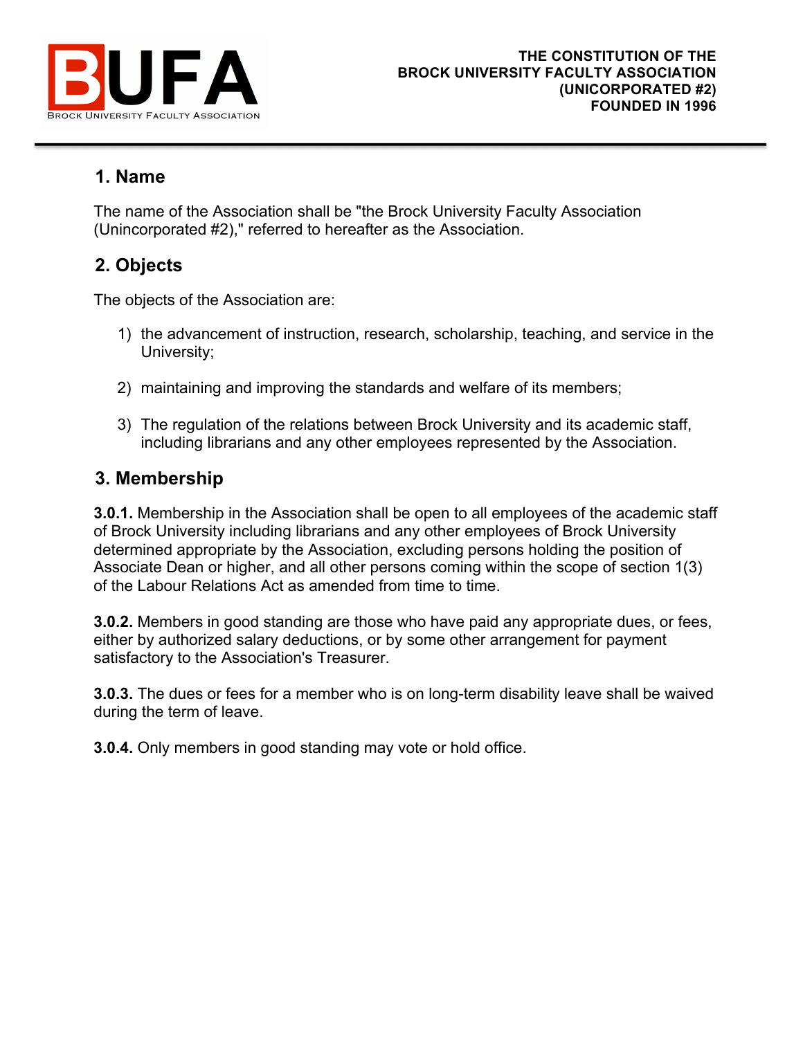BUFA

Brock University Faculty Association

**THE CONSTITUTION OF THE BROCK UNIVERSITY FACULTY ASSOCIATION (UNICORPORATED #2) FOUNDED IN 1996**

## 1. Name

The name of the Association shall be "the Brock University Faculty Association (Unincorporated #2)," referred to hereafter as the Association.

## 2. Objects

The objects of the Association are:

1) the advancement of instruction, research, scholarship, teaching, and service in the University;

2) maintaining and improving the standards and welfare of its members;

3) The regulation of the relations between Brock University and its academic staff, including librarians and any other employees represented by the Association.

## 3. Membership

**3.0.1.** Membership in the Association shall be open to all employees of the academic staff of Brock University including librarians and any other employees of Brock University determined appropriate by the Association, excluding persons holding the position of Associate Dean or higher, and all other persons coming within the scope of section 1(3) of the Labour Relations Act as amended from time to time.

**3.0.2.** Members in good standing are those who have paid any appropriate dues, or fees, either by authorized salary deductions, or by some other arrangement for payment satisfactory to the Association's Treasurer.

**3.0.3.** The dues or fees for a member who is on long-term disability leave shall be waived during the term of leave.

**3.0.4.** Only members in good standing may vote or hold office.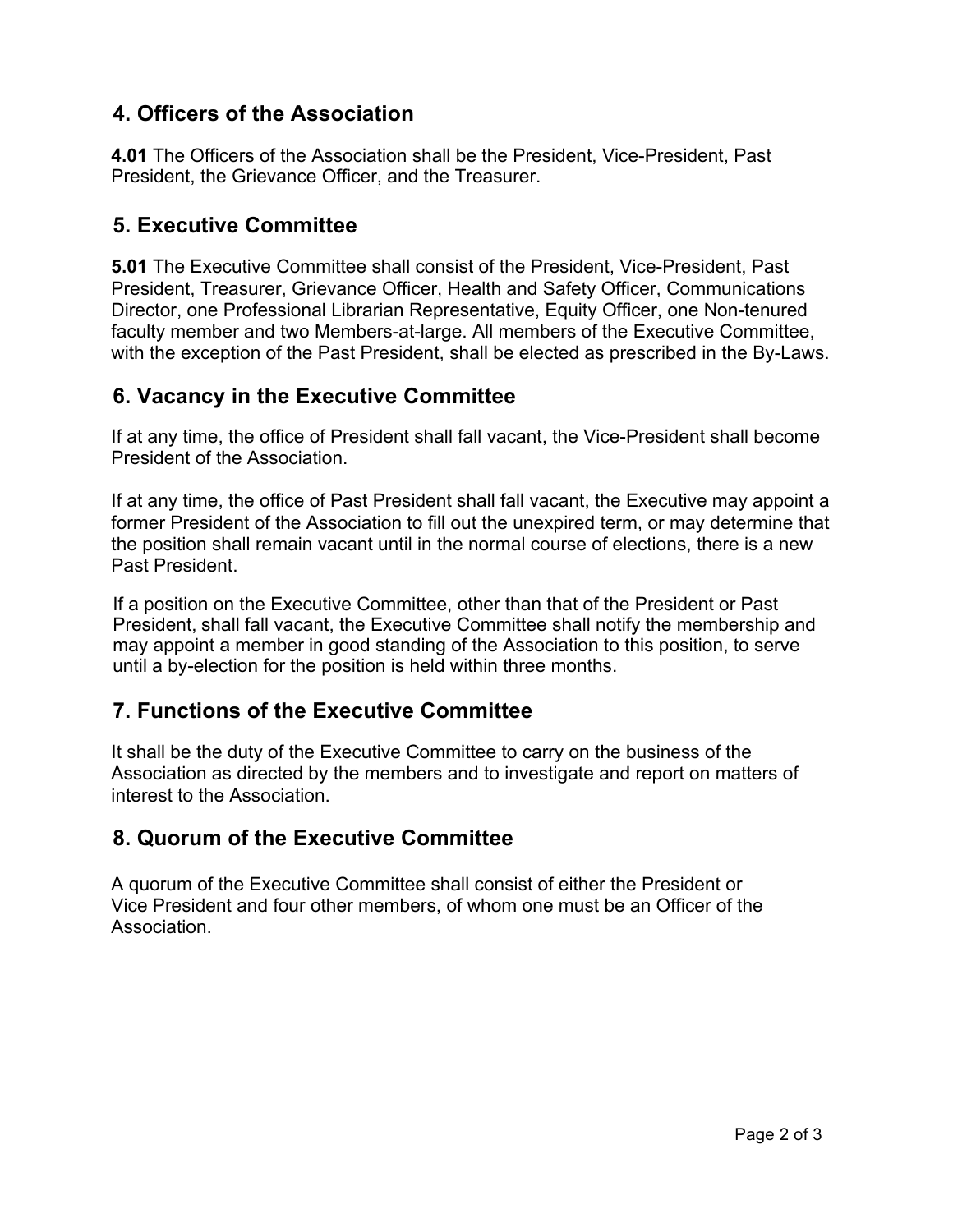## 4. Officers of the Association

**4.01** The Officers of the Association shall be the President, Vice-President, Past President, the Grievance Officer, and the Treasurer.

## 5. Executive Committee

**5.01** The Executive Committee shall consist of the President, Vice-President, Past President, Treasurer, Grievance Officer, Health and Safety Officer, Communications Director, one Professional Librarian Representative, Equity Officer, one Non-tenured faculty member and two Members-at-large. All members of the Executive Committee, with the exception of the Past President, shall be elected as prescribed in the By-Laws.

## 6. Vacancy in the Executive Committee

If at any time, the office of President shall fall vacant, the Vice-President shall become President of the Association.

If at any time, the office of Past President shall fall vacant, the Executive may appoint a former President of the Association to fill out the unexpired term, or may determine that the position shall remain vacant until in the normal course of elections, there is a new Past President.

If a position on the Executive Committee, other than that of the President or Past President, shall fall vacant, the Executive Committee shall notify the membership and may appoint a member in good standing of the Association to this position, to serve until a by-election for the position is held within three months.

## 7. Functions of the Executive Committee

It shall be the duty of the Executive Committee to carry on the business of the Association as directed by the members and to investigate and report on matters of interest to the Association.

## 8. Quorum of the Executive Committee

A quorum of the Executive Committee shall consist of either the President or Vice President and four other members, of whom one must be an Officer of the Association.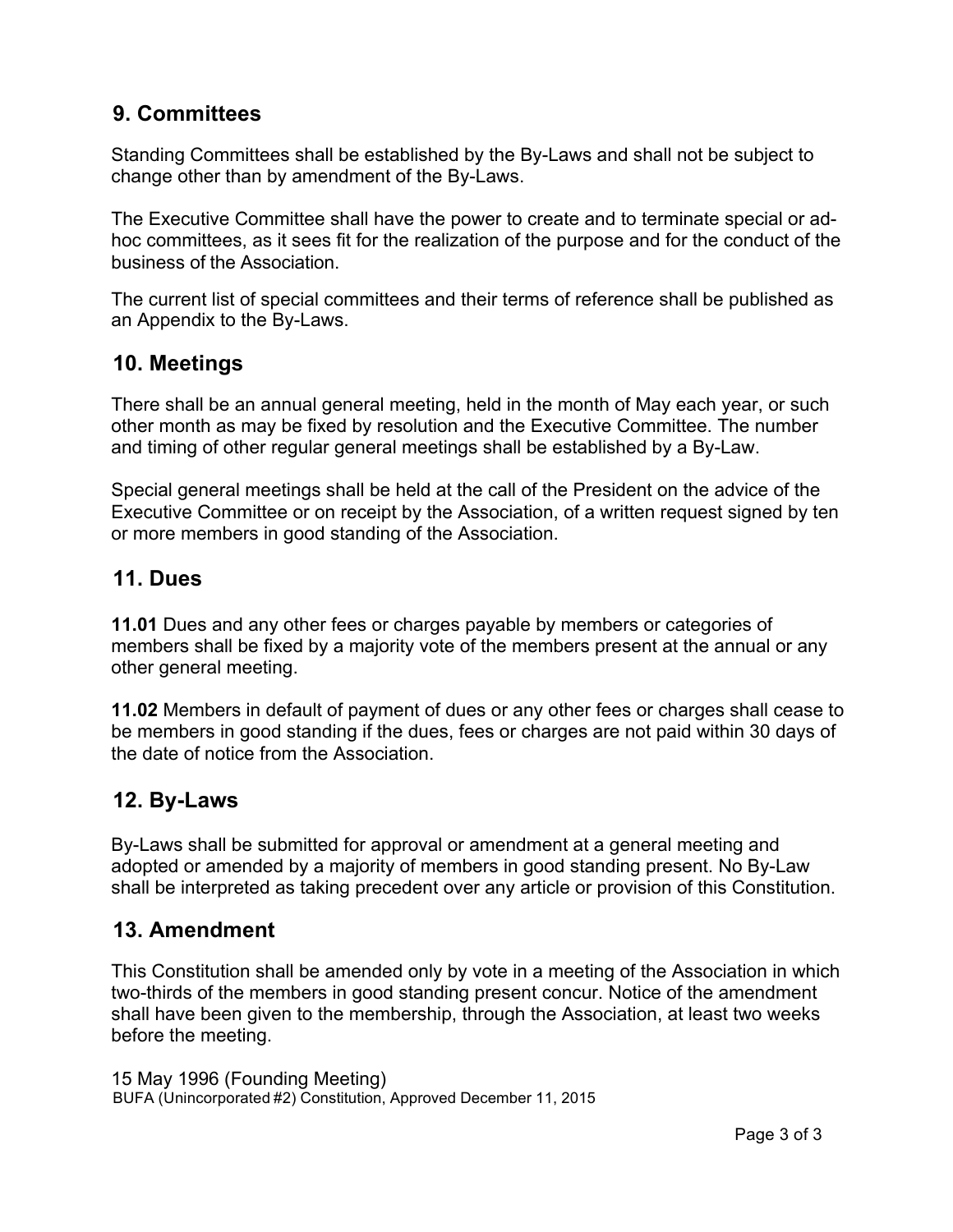## 9. Committees

Standing Committees shall be established by the By-Laws and shall not be subject to change other than by amendment of the By-Laws.

The Executive Committee shall have the power to create and to terminate special or ad-hoc committees, as it sees fit for the realization of the purpose and for the conduct of the business of the Association.

The current list of special committees and their terms of reference shall be published as an Appendix to the By-Laws.

## 10. Meetings

There shall be an annual general meeting, held in the month of May each year, or such other month as may be fixed by resolution and the Executive Committee. The number and timing of other regular general meetings shall be established by a By-Law.

Special general meetings shall be held at the call of the President on the advice of the Executive Committee or on receipt by the Association, of a written request signed by ten or more members in good standing of the Association.

## 11. Dues

**11.01** Dues and any other fees or charges payable by members or categories of members shall be fixed by a majority vote of the members present at the annual or any other general meeting.

**11.02** Members in default of payment of dues or any other fees or charges shall cease to be members in good standing if the dues, fees or charges are not paid within 30 days of the date of notice from the Association.

## 12. By-Laws

By-Laws shall be submitted for approval or amendment at a general meeting and adopted or amended by a majority of members in good standing present. No By-Law shall be interpreted as taking precedent over any article or provision of this Constitution.

## 13. Amendment

This Constitution shall be amended only by vote in a meeting of the Association in which two-thirds of the members in good standing present concur. Notice of the amendment shall have been given to the membership, through the Association, at least two weeks before the meeting.

15 May 1996 (Founding Meeting)
BUFA (Unincorporated #2) Constitution, Approved December 11, 2015